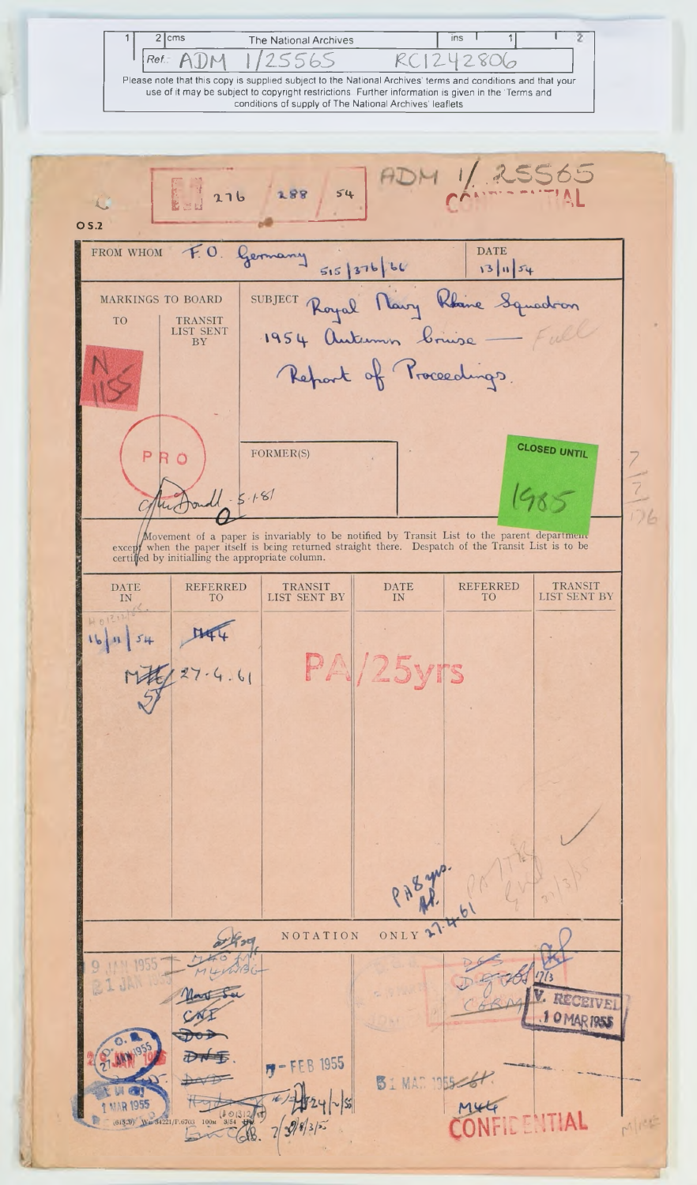The National Archives

Ref.: ADM 1/25565 RC1242806

Please note that this copy is supplied subject to the National Archives' terms and conditions and that your use of it may be subject to copyright restrictions. Further information is given in the 'Terms and conditions of supply of The National Archives' leaflets

---

M 276 288 54

ADM 1/25565

CONFIDENTIAL

OS.2

| FROM WHOM | F.O. Germany 515/376/66 | DATE 13/11/54 |
|---|---|---|

| MARKINGS TO BOARD | | SUBJECT |
|---|---|---|
| TO | TRANSIT LIST SENT BY | Royal Navy Rhine Squadron 1954 Autumn Cruise — Full Report of Proceedings. |
| N 115 | | |

PRO

FORMER(S)

CLOSED UNTIL 1985

Movement of a paper is invariably to be notified by Transit List to the parent department except when the paper itself is being returned straight there. Despatch of the Transit List is to be certified by initialling the appropriate column.

| DATE IN | REFERRED TO | TRANSIT LIST SENT BY | DATE IN | REFERRED TO | TRANSIT LIST SENT BY |
|---|---|---|---|---|---|
| 16/11/54 | M44 | | | | |
| M.E. 27.4.61 | | | | | |

PA/25yrs

PA 8 yrs. 27.4.61

NOTATION ONLY

9 JAN 1955

21 JAN 1955

27 JAN 1955

1 MAR 1955

M4/NBG

Nav Sec

CNI

DOD

DNE

DAD

7 - FEB 1955

31 MAR 1955

M44

DGS

CORM

RECEIVED 10 MAR 1955

CONFIDENTIAL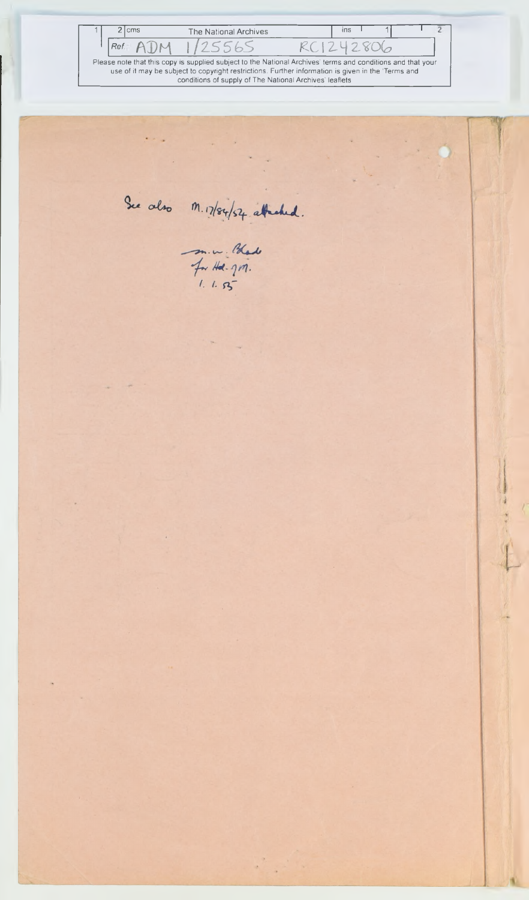The National Archives

Ref: ADM 1/25565 RC1242806

Please note that this copy is supplied subject to the National Archives' terms and conditions and that your use of it may be subject to copyright restrictions. Further information is given in the 'Terms and conditions of supply of The National Archives' leaflets

See also M.17/84/54 attached.

M.W. Black
for Hd.-M.
1.1.55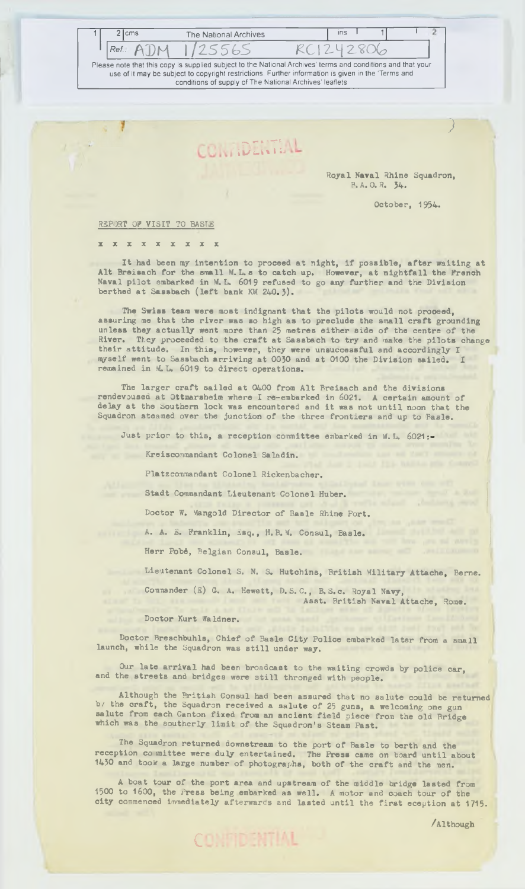CONFIDENTIAL

Royal Naval Rhine Squadron,
B.A.O.R. 34.

October, 1954.

REPORT OF VISIT TO BASLE

x x x x x x x x x

It had been my intention to proceed at night, if possible, after waiting at Alt Breisach for the small M.L.s to catch up. However, at nightfall the French Naval pilot embarked in M.L. 6019 refused to go any further and the Division berthed at Sassbach (left bank KM 240.3).

The Swiss team were most indignant that the pilots would not proceed, assuring me that the river was so high as to preclude the small craft grounding unless they actually went more than 25 metres either side of the centre of the River. They proceeded to the craft at Sassbach to try and make the pilots change their attitude. In this, however, they were unsuccessful and accordingly I myself went to Sassbach arriving at 0030 and at 0100 the Division sailed. I remained in M.L. 6019 to direct operations.

The larger craft sailed at 0400 from Alt Breisach and the divisions rendevoused at Ottmarsheim where I re-embarked in 6021. A certain amount of delay at the Southern lock was encountered and it was not until noon that the Squadron steamed over the junction of the three frontiers and up to Basle.

Just prior to this, a reception committee embarked in M.L. 6021:-

Kreiscommandant Colonel Saladin.

Platzcommandant Colonel Rickenbacher.

Stadt Commandant Lieutenant Colonel Huber.

Doctor W. Mangold Director of Basle Rhine Port.

A. A. E. Franklin, Esq., H.B.M. Consul, Basle.

Herr Pobé, Belgian Consul, Basle.

Lieutenant Colonel S. N. S. Hutchins, British Military Attache, Berne.

Commander (E) G. A. Hewett, D.S.C., B.Sc. Royal Navy,
Asst. British Naval Attache, Rome.

Doctor Kurt Waldner.

Doctor Breschbuhls, Chief of Basle City Police embarked later from a small launch, while the Squadron was still under way.

Our late arrival had been broadcast to the waiting crowds by police car, and the streets and bridges were still thronged with people.

Although the British Consul had been assured that no salute could be returned by the craft, the Squadron received a salute of 25 guns, a welcoming one gun salute from each Canton fixed from an ancient field piece from the old Bridge which was the southerly limit of the Squadron's Steam Past.

The Squadron returned downstream to the port of Basle to berth and the reception committee were duly entertained. The Press came on board until about 1430 and took a large number of photographs, both of the craft and the men.

A boat tour of the port area and upstream of the middle bridge lasted from 1500 to 1600, the Press being embarked as well. A motor and coach tour of the city commenced immediately afterwards and lasted until the first eception at 1715.

/Although

CONFIDENTIAL